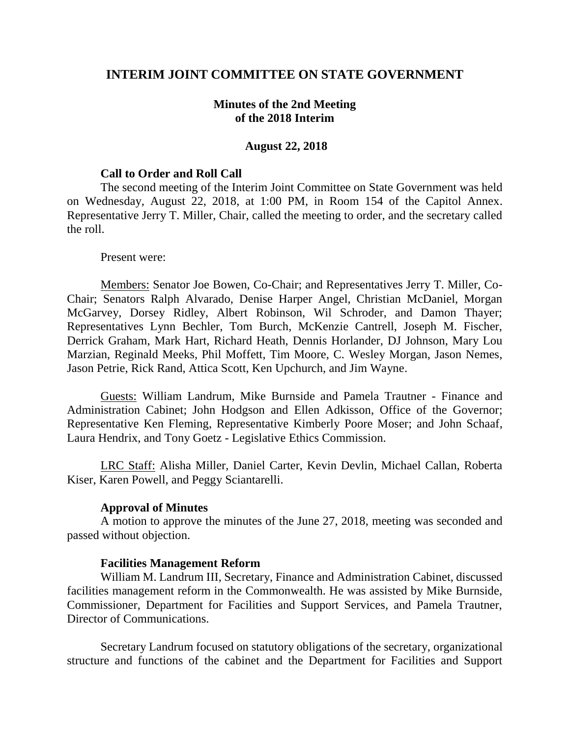# INTERIM JOINT COMMITTEE ON STATE GOVERNMENT

## Minutes of the 2nd Meeting of the 2018 Interim

### August 22, 2018

**Call to Order and Roll Call**

The second meeting of the Interim Joint Committee on State Government was held on Wednesday, August 22, 2018, at 1:00 PM, in Room 154 of the Capitol Annex. Representative Jerry T. Miller, Chair, called the meeting to order, and the secretary called the roll.

Present were:

Members: Senator Joe Bowen, Co-Chair; and Representatives Jerry T. Miller, Co-Chair; Senators Ralph Alvarado, Denise Harper Angel, Christian McDaniel, Morgan McGarvey, Dorsey Ridley, Albert Robinson, Wil Schroder, and Damon Thayer; Representatives Lynn Bechler, Tom Burch, McKenzie Cantrell, Joseph M. Fischer, Derrick Graham, Mark Hart, Richard Heath, Dennis Horlander, DJ Johnson, Mary Lou Marzian, Reginald Meeks, Phil Moffett, Tim Moore, C. Wesley Morgan, Jason Nemes, Jason Petrie, Rick Rand, Attica Scott, Ken Upchurch, and Jim Wayne.

Guests: William Landrum, Mike Burnside and Pamela Trautner - Finance and Administration Cabinet; John Hodgson and Ellen Adkisson, Office of the Governor; Representative Ken Fleming, Representative Kimberly Poore Moser; and John Schaaf, Laura Hendrix, and Tony Goetz - Legislative Ethics Commission.

LRC Staff: Alisha Miller, Daniel Carter, Kevin Devlin, Michael Callan, Roberta Kiser, Karen Powell, and Peggy Sciantarelli.

**Approval of Minutes**

A motion to approve the minutes of the June 27, 2018, meeting was seconded and passed without objection.

**Facilities Management Reform**

William M. Landrum III, Secretary, Finance and Administration Cabinet, discussed facilities management reform in the Commonwealth. He was assisted by Mike Burnside, Commissioner, Department for Facilities and Support Services, and Pamela Trautner, Director of Communications.

Secretary Landrum focused on statutory obligations of the secretary, organizational structure and functions of the cabinet and the Department for Facilities and Support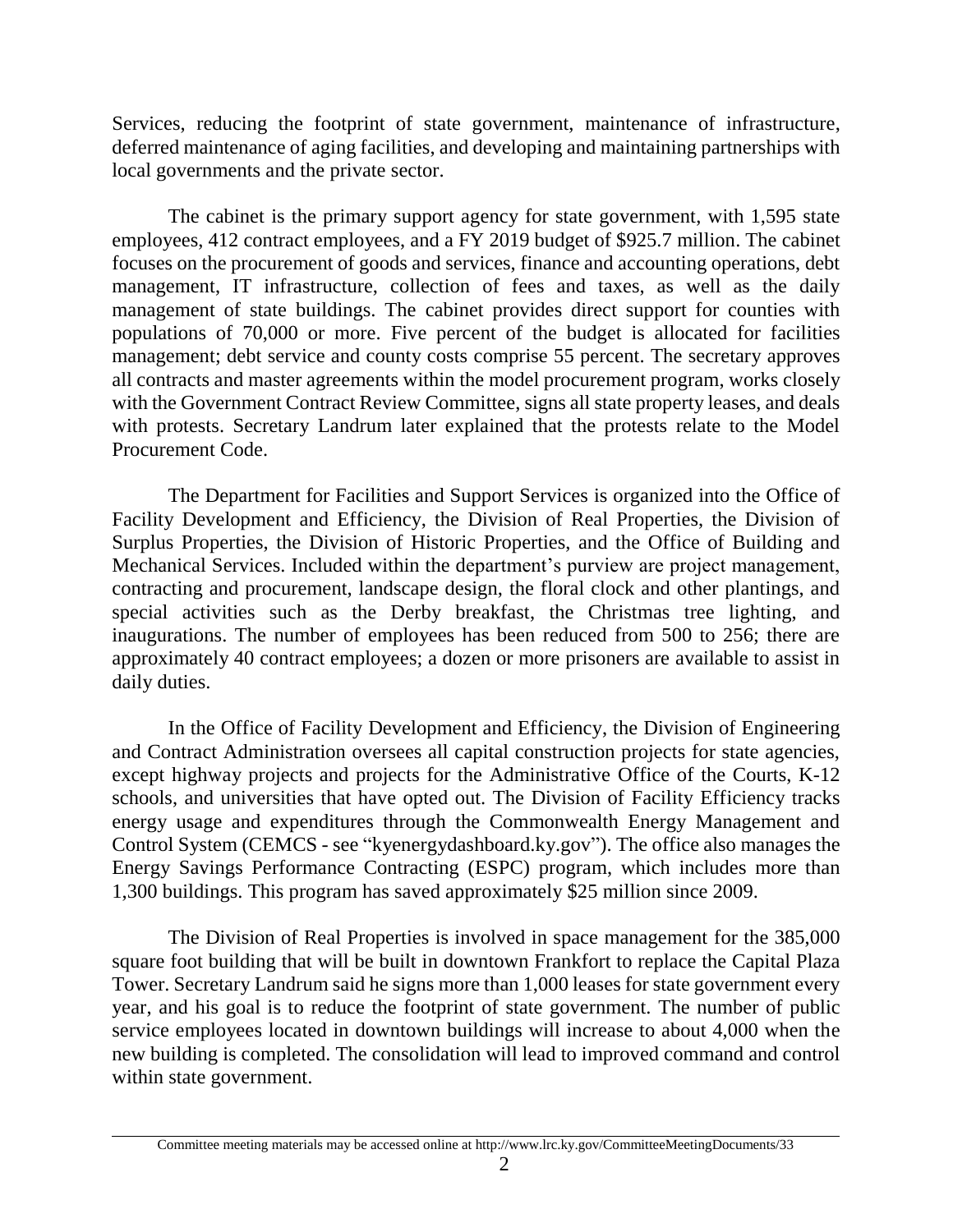Services, reducing the footprint of state government, maintenance of infrastructure, deferred maintenance of aging facilities, and developing and maintaining partnerships with local governments and the private sector.

The cabinet is the primary support agency for state government, with 1,595 state employees, 412 contract employees, and a FY 2019 budget of $925.7 million. The cabinet focuses on the procurement of goods and services, finance and accounting operations, debt management, IT infrastructure, collection of fees and taxes, as well as the daily management of state buildings. The cabinet provides direct support for counties with populations of 70,000 or more. Five percent of the budget is allocated for facilities management; debt service and county costs comprise 55 percent. The secretary approves all contracts and master agreements within the model procurement program, works closely with the Government Contract Review Committee, signs all state property leases, and deals with protests. Secretary Landrum later explained that the protests relate to the Model Procurement Code.

The Department for Facilities and Support Services is organized into the Office of Facility Development and Efficiency, the Division of Real Properties, the Division of Surplus Properties, the Division of Historic Properties, and the Office of Building and Mechanical Services. Included within the department's purview are project management, contracting and procurement, landscape design, the floral clock and other plantings, and special activities such as the Derby breakfast, the Christmas tree lighting, and inaugurations. The number of employees has been reduced from 500 to 256; there are approximately 40 contract employees; a dozen or more prisoners are available to assist in daily duties.

In the Office of Facility Development and Efficiency, the Division of Engineering and Contract Administration oversees all capital construction projects for state agencies, except highway projects and projects for the Administrative Office of the Courts, K-12 schools, and universities that have opted out. The Division of Facility Efficiency tracks energy usage and expenditures through the Commonwealth Energy Management and Control System (CEMCS - see "kyenergydashboard.ky.gov"). The office also manages the Energy Savings Performance Contracting (ESPC) program, which includes more than 1,300 buildings. This program has saved approximately $25 million since 2009.

The Division of Real Properties is involved in space management for the 385,000 square foot building that will be built in downtown Frankfort to replace the Capital Plaza Tower. Secretary Landrum said he signs more than 1,000 leases for state government every year, and his goal is to reduce the footprint of state government. The number of public service employees located in downtown buildings will increase to about 4,000 when the new building is completed. The consolidation will lead to improved command and control within state government.

Committee meeting materials may be accessed online at http://www.lrc.ky.gov/CommitteeMeetingDocuments/33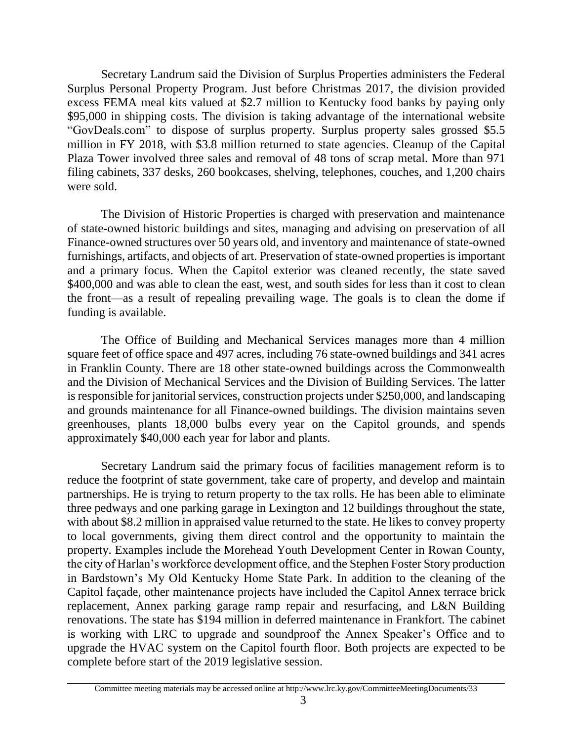Secretary Landrum said the Division of Surplus Properties administers the Federal Surplus Personal Property Program. Just before Christmas 2017, the division provided excess FEMA meal kits valued at $2.7 million to Kentucky food banks by paying only $95,000 in shipping costs. The division is taking advantage of the international website "GovDeals.com" to dispose of surplus property. Surplus property sales grossed $5.5 million in FY 2018, with $3.8 million returned to state agencies. Cleanup of the Capital Plaza Tower involved three sales and removal of 48 tons of scrap metal. More than 971 filing cabinets, 337 desks, 260 bookcases, shelving, telephones, couches, and 1,200 chairs were sold.

The Division of Historic Properties is charged with preservation and maintenance of state-owned historic buildings and sites, managing and advising on preservation of all Finance-owned structures over 50 years old, and inventory and maintenance of state-owned furnishings, artifacts, and objects of art. Preservation of state-owned properties is important and a primary focus. When the Capitol exterior was cleaned recently, the state saved $400,000 and was able to clean the east, west, and south sides for less than it cost to clean the front—as a result of repealing prevailing wage. The goals is to clean the dome if funding is available.

The Office of Building and Mechanical Services manages more than 4 million square feet of office space and 497 acres, including 76 state-owned buildings and 341 acres in Franklin County. There are 18 other state-owned buildings across the Commonwealth and the Division of Mechanical Services and the Division of Building Services. The latter is responsible for janitorial services, construction projects under $250,000, and landscaping and grounds maintenance for all Finance-owned buildings. The division maintains seven greenhouses, plants 18,000 bulbs every year on the Capitol grounds, and spends approximately $40,000 each year for labor and plants.

Secretary Landrum said the primary focus of facilities management reform is to reduce the footprint of state government, take care of property, and develop and maintain partnerships. He is trying to return property to the tax rolls. He has been able to eliminate three pedways and one parking garage in Lexington and 12 buildings throughout the state, with about $8.2 million in appraised value returned to the state. He likes to convey property to local governments, giving them direct control and the opportunity to maintain the property. Examples include the Morehead Youth Development Center in Rowan County, the city of Harlan's workforce development office, and the Stephen Foster Story production in Bardstown's My Old Kentucky Home State Park. In addition to the cleaning of the Capitol façade, other maintenance projects have included the Capitol Annex terrace brick replacement, Annex parking garage ramp repair and resurfacing, and L&N Building renovations. The state has $194 million in deferred maintenance in Frankfort. The cabinet is working with LRC to upgrade and soundproof the Annex Speaker's Office and to upgrade the HVAC system on the Capitol fourth floor. Both projects are expected to be complete before start of the 2019 legislative session.

Committee meeting materials may be accessed online at http://www.lrc.ky.gov/CommitteeMeetingDocuments/33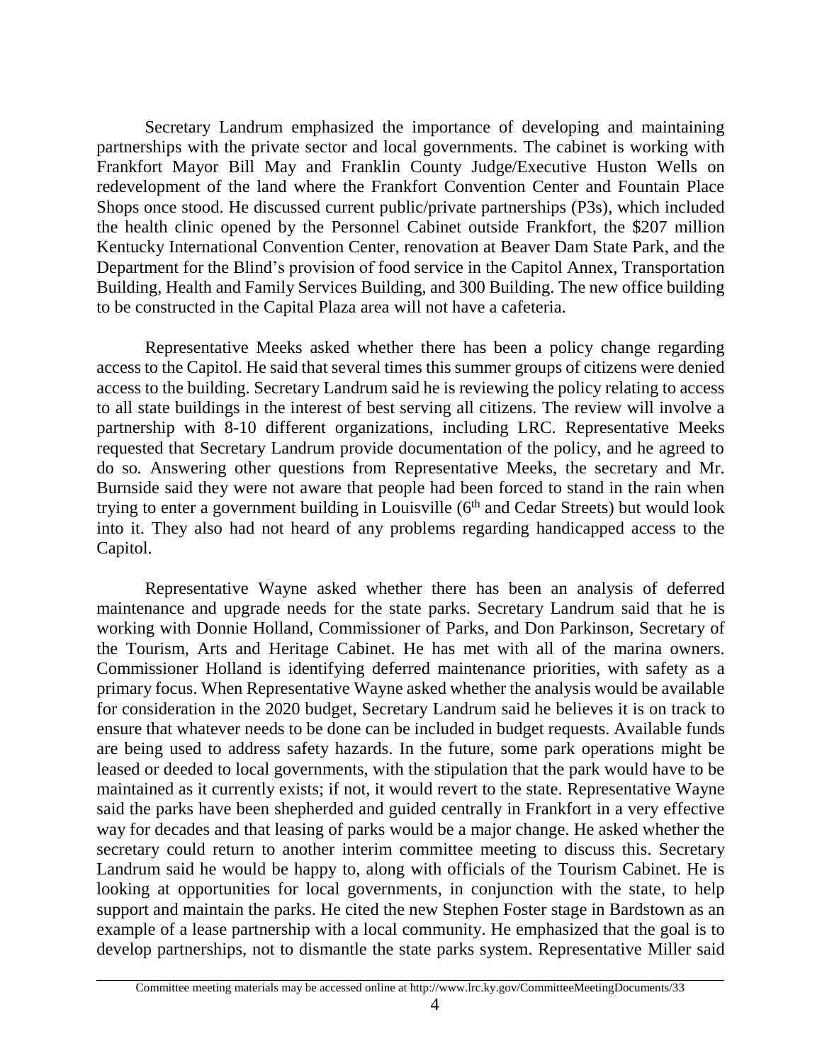Secretary Landrum emphasized the importance of developing and maintaining partnerships with the private sector and local governments. The cabinet is working with Frankfort Mayor Bill May and Franklin County Judge/Executive Huston Wells on redevelopment of the land where the Frankfort Convention Center and Fountain Place Shops once stood. He discussed current public/private partnerships (P3s), which included the health clinic opened by the Personnel Cabinet outside Frankfort, the $207 million Kentucky International Convention Center, renovation at Beaver Dam State Park, and the Department for the Blind's provision of food service in the Capitol Annex, Transportation Building, Health and Family Services Building, and 300 Building. The new office building to be constructed in the Capital Plaza area will not have a cafeteria.

Representative Meeks asked whether there has been a policy change regarding access to the Capitol. He said that several times this summer groups of citizens were denied access to the building. Secretary Landrum said he is reviewing the policy relating to access to all state buildings in the interest of best serving all citizens. The review will involve a partnership with 8-10 different organizations, including LRC. Representative Meeks requested that Secretary Landrum provide documentation of the policy, and he agreed to do so. Answering other questions from Representative Meeks, the secretary and Mr. Burnside said they were not aware that people had been forced to stand in the rain when trying to enter a government building in Louisville (6th and Cedar Streets) but would look into it. They also had not heard of any problems regarding handicapped access to the Capitol.

Representative Wayne asked whether there has been an analysis of deferred maintenance and upgrade needs for the state parks. Secretary Landrum said that he is working with Donnie Holland, Commissioner of Parks, and Don Parkinson, Secretary of the Tourism, Arts and Heritage Cabinet. He has met with all of the marina owners. Commissioner Holland is identifying deferred maintenance priorities, with safety as a primary focus. When Representative Wayne asked whether the analysis would be available for consideration in the 2020 budget, Secretary Landrum said he believes it is on track to ensure that whatever needs to be done can be included in budget requests. Available funds are being used to address safety hazards. In the future, some park operations might be leased or deeded to local governments, with the stipulation that the park would have to be maintained as it currently exists; if not, it would revert to the state. Representative Wayne said the parks have been shepherded and guided centrally in Frankfort in a very effective way for decades and that leasing of parks would be a major change. He asked whether the secretary could return to another interim committee meeting to discuss this. Secretary Landrum said he would be happy to, along with officials of the Tourism Cabinet. He is looking at opportunities for local governments, in conjunction with the state, to help support and maintain the parks. He cited the new Stephen Foster stage in Bardstown as an example of a lease partnership with a local community. He emphasized that the goal is to develop partnerships, not to dismantle the state parks system. Representative Miller said

Committee meeting materials may be accessed online at http://www.lrc.ky.gov/CommitteeMeetingDocuments/33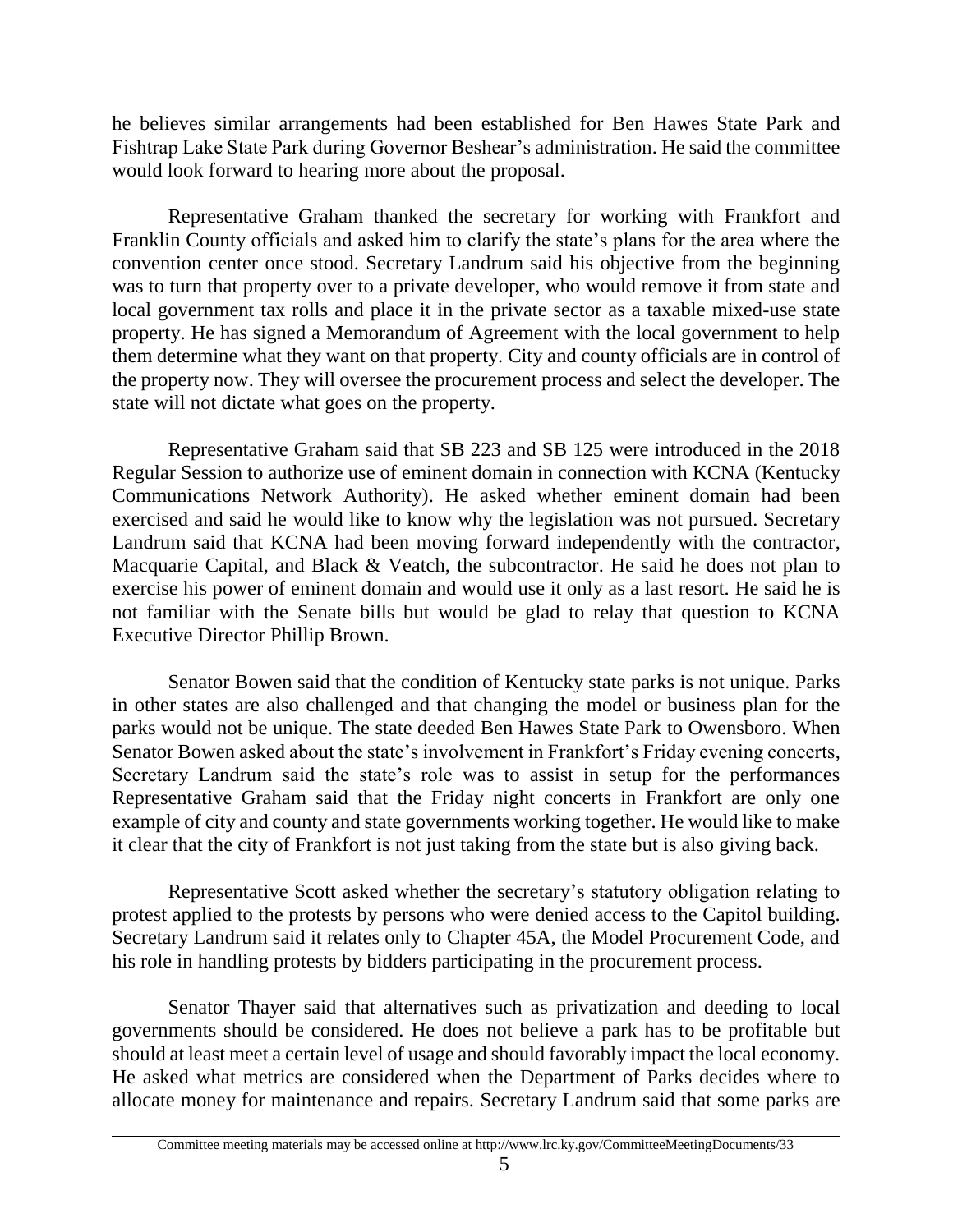he believes similar arrangements had been established for Ben Hawes State Park and Fishtrap Lake State Park during Governor Beshear's administration. He said the committee would look forward to hearing more about the proposal.

Representative Graham thanked the secretary for working with Frankfort and Franklin County officials and asked him to clarify the state's plans for the area where the convention center once stood. Secretary Landrum said his objective from the beginning was to turn that property over to a private developer, who would remove it from state and local government tax rolls and place it in the private sector as a taxable mixed-use state property. He has signed a Memorandum of Agreement with the local government to help them determine what they want on that property. City and county officials are in control of the property now. They will oversee the procurement process and select the developer. The state will not dictate what goes on the property.

Representative Graham said that SB 223 and SB 125 were introduced in the 2018 Regular Session to authorize use of eminent domain in connection with KCNA (Kentucky Communications Network Authority). He asked whether eminent domain had been exercised and said he would like to know why the legislation was not pursued. Secretary Landrum said that KCNA had been moving forward independently with the contractor, Macquarie Capital, and Black & Veatch, the subcontractor. He said he does not plan to exercise his power of eminent domain and would use it only as a last resort. He said he is not familiar with the Senate bills but would be glad to relay that question to KCNA Executive Director Phillip Brown.

Senator Bowen said that the condition of Kentucky state parks is not unique. Parks in other states are also challenged and that changing the model or business plan for the parks would not be unique. The state deeded Ben Hawes State Park to Owensboro. When Senator Bowen asked about the state's involvement in Frankfort's Friday evening concerts, Secretary Landrum said the state's role was to assist in setup for the performances Representative Graham said that the Friday night concerts in Frankfort are only one example of city and county and state governments working together. He would like to make it clear that the city of Frankfort is not just taking from the state but is also giving back.

Representative Scott asked whether the secretary's statutory obligation relating to protest applied to the protests by persons who were denied access to the Capitol building. Secretary Landrum said it relates only to Chapter 45A, the Model Procurement Code, and his role in handling protests by bidders participating in the procurement process.

Senator Thayer said that alternatives such as privatization and deeding to local governments should be considered. He does not believe a park has to be profitable but should at least meet a certain level of usage and should favorably impact the local economy. He asked what metrics are considered when the Department of Parks decides where to allocate money for maintenance and repairs. Secretary Landrum said that some parks are

Committee meeting materials may be accessed online at http://www.lrc.ky.gov/CommitteeMeetingDocuments/33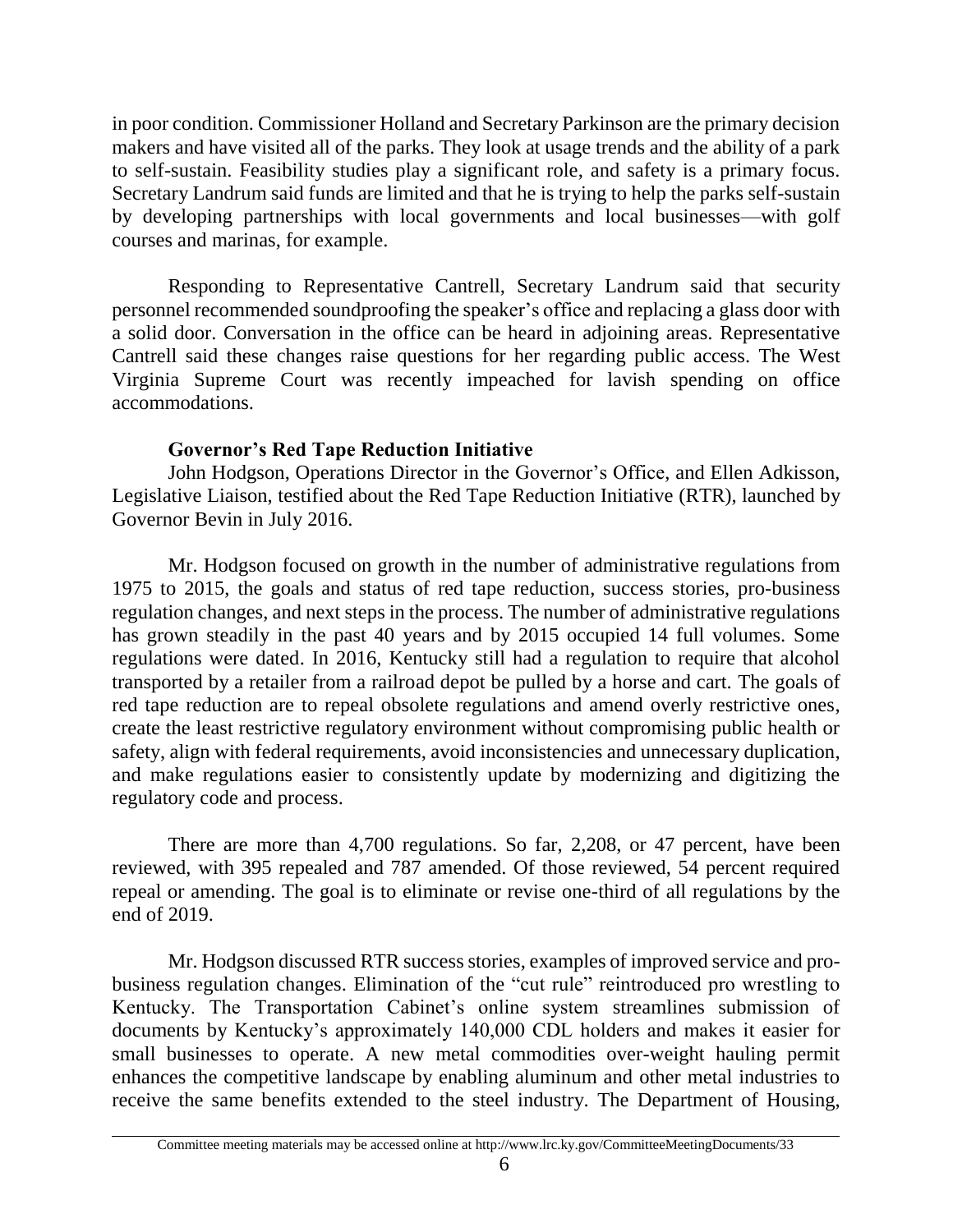in poor condition. Commissioner Holland and Secretary Parkinson are the primary decision makers and have visited all of the parks. They look at usage trends and the ability of a park to self-sustain. Feasibility studies play a significant role, and safety is a primary focus. Secretary Landrum said funds are limited and that he is trying to help the parks self-sustain by developing partnerships with local governments and local businesses—with golf courses and marinas, for example.

Responding to Representative Cantrell, Secretary Landrum said that security personnel recommended soundproofing the speaker's office and replacing a glass door with a solid door. Conversation in the office can be heard in adjoining areas. Representative Cantrell said these changes raise questions for her regarding public access. The West Virginia Supreme Court was recently impeached for lavish spending on office accommodations.

**Governor's Red Tape Reduction Initiative**

John Hodgson, Operations Director in the Governor's Office, and Ellen Adkisson, Legislative Liaison, testified about the Red Tape Reduction Initiative (RTR), launched by Governor Bevin in July 2016.

Mr. Hodgson focused on growth in the number of administrative regulations from 1975 to 2015, the goals and status of red tape reduction, success stories, pro-business regulation changes, and next steps in the process. The number of administrative regulations has grown steadily in the past 40 years and by 2015 occupied 14 full volumes. Some regulations were dated. In 2016, Kentucky still had a regulation to require that alcohol transported by a retailer from a railroad depot be pulled by a horse and cart. The goals of red tape reduction are to repeal obsolete regulations and amend overly restrictive ones, create the least restrictive regulatory environment without compromising public health or safety, align with federal requirements, avoid inconsistencies and unnecessary duplication, and make regulations easier to consistently update by modernizing and digitizing the regulatory code and process.

There are more than 4,700 regulations. So far, 2,208, or 47 percent, have been reviewed, with 395 repealed and 787 amended. Of those reviewed, 54 percent required repeal or amending. The goal is to eliminate or revise one-third of all regulations by the end of 2019.

Mr. Hodgson discussed RTR success stories, examples of improved service and pro-business regulation changes. Elimination of the "cut rule" reintroduced pro wrestling to Kentucky. The Transportation Cabinet's online system streamlines submission of documents by Kentucky's approximately 140,000 CDL holders and makes it easier for small businesses to operate. A new metal commodities over-weight hauling permit enhances the competitive landscape by enabling aluminum and other metal industries to receive the same benefits extended to the steel industry. The Department of Housing,

Committee meeting materials may be accessed online at http://www.lrc.ky.gov/CommitteeMeetingDocuments/33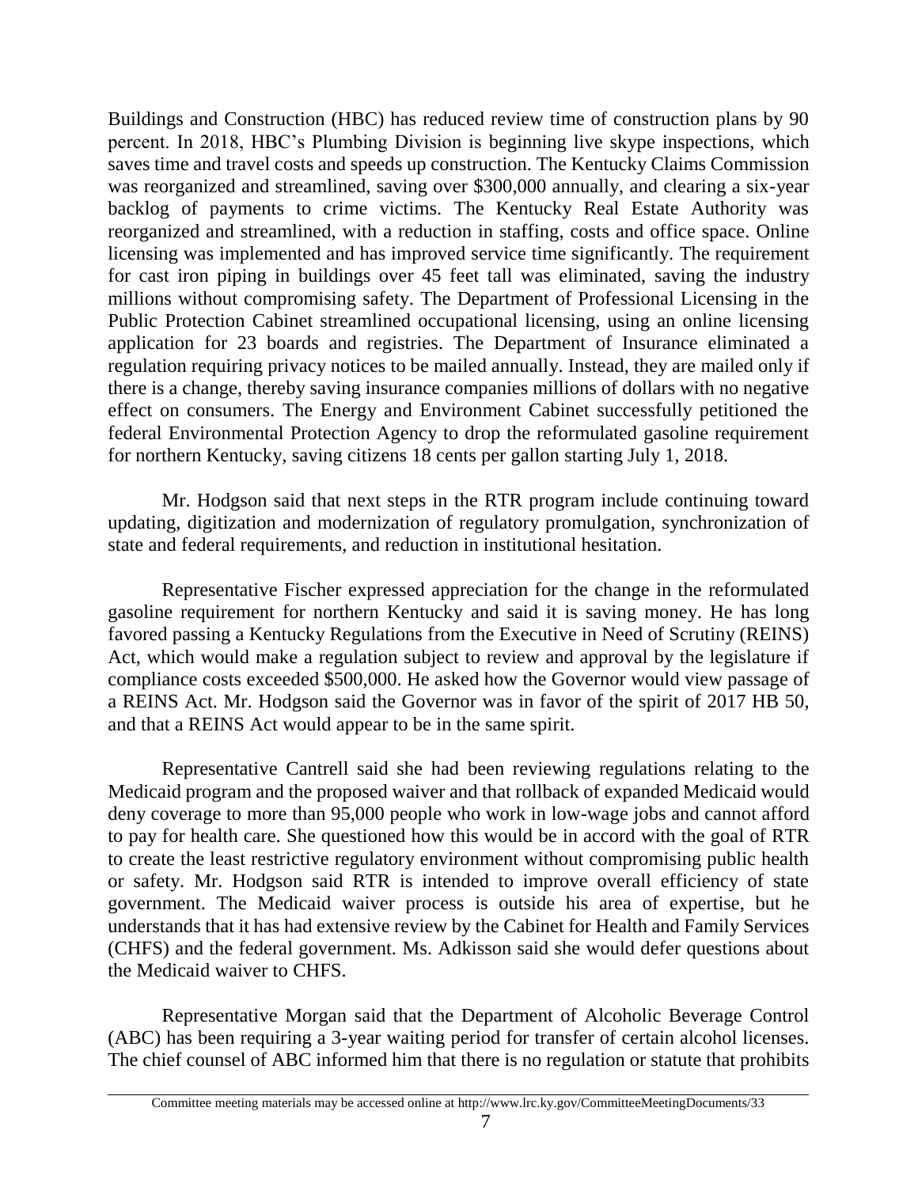Buildings and Construction (HBC) has reduced review time of construction plans by 90 percent. In 2018, HBC's Plumbing Division is beginning live skype inspections, which saves time and travel costs and speeds up construction. The Kentucky Claims Commission was reorganized and streamlined, saving over $300,000 annually, and clearing a six-year backlog of payments to crime victims. The Kentucky Real Estate Authority was reorganized and streamlined, with a reduction in staffing, costs and office space. Online licensing was implemented and has improved service time significantly. The requirement for cast iron piping in buildings over 45 feet tall was eliminated, saving the industry millions without compromising safety. The Department of Professional Licensing in the Public Protection Cabinet streamlined occupational licensing, using an online licensing application for 23 boards and registries. The Department of Insurance eliminated a regulation requiring privacy notices to be mailed annually. Instead, they are mailed only if there is a change, thereby saving insurance companies millions of dollars with no negative effect on consumers. The Energy and Environment Cabinet successfully petitioned the federal Environmental Protection Agency to drop the reformulated gasoline requirement for northern Kentucky, saving citizens 18 cents per gallon starting July 1, 2018.

Mr. Hodgson said that next steps in the RTR program include continuing toward updating, digitization and modernization of regulatory promulgation, synchronization of state and federal requirements, and reduction in institutional hesitation.

Representative Fischer expressed appreciation for the change in the reformulated gasoline requirement for northern Kentucky and said it is saving money. He has long favored passing a Kentucky Regulations from the Executive in Need of Scrutiny (REINS) Act, which would make a regulation subject to review and approval by the legislature if compliance costs exceeded $500,000. He asked how the Governor would view passage of a REINS Act. Mr. Hodgson said the Governor was in favor of the spirit of 2017 HB 50, and that a REINS Act would appear to be in the same spirit.

Representative Cantrell said she had been reviewing regulations relating to the Medicaid program and the proposed waiver and that rollback of expanded Medicaid would deny coverage to more than 95,000 people who work in low-wage jobs and cannot afford to pay for health care. She questioned how this would be in accord with the goal of RTR to create the least restrictive regulatory environment without compromising public health or safety. Mr. Hodgson said RTR is intended to improve overall efficiency of state government. The Medicaid waiver process is outside his area of expertise, but he understands that it has had extensive review by the Cabinet for Health and Family Services (CHFS) and the federal government. Ms. Adkisson said she would defer questions about the Medicaid waiver to CHFS.

Representative Morgan said that the Department of Alcoholic Beverage Control (ABC) has been requiring a 3-year waiting period for transfer of certain alcohol licenses. The chief counsel of ABC informed him that there is no regulation or statute that prohibits

Committee meeting materials may be accessed online at http://www.lrc.ky.gov/CommitteeMeetingDocuments/33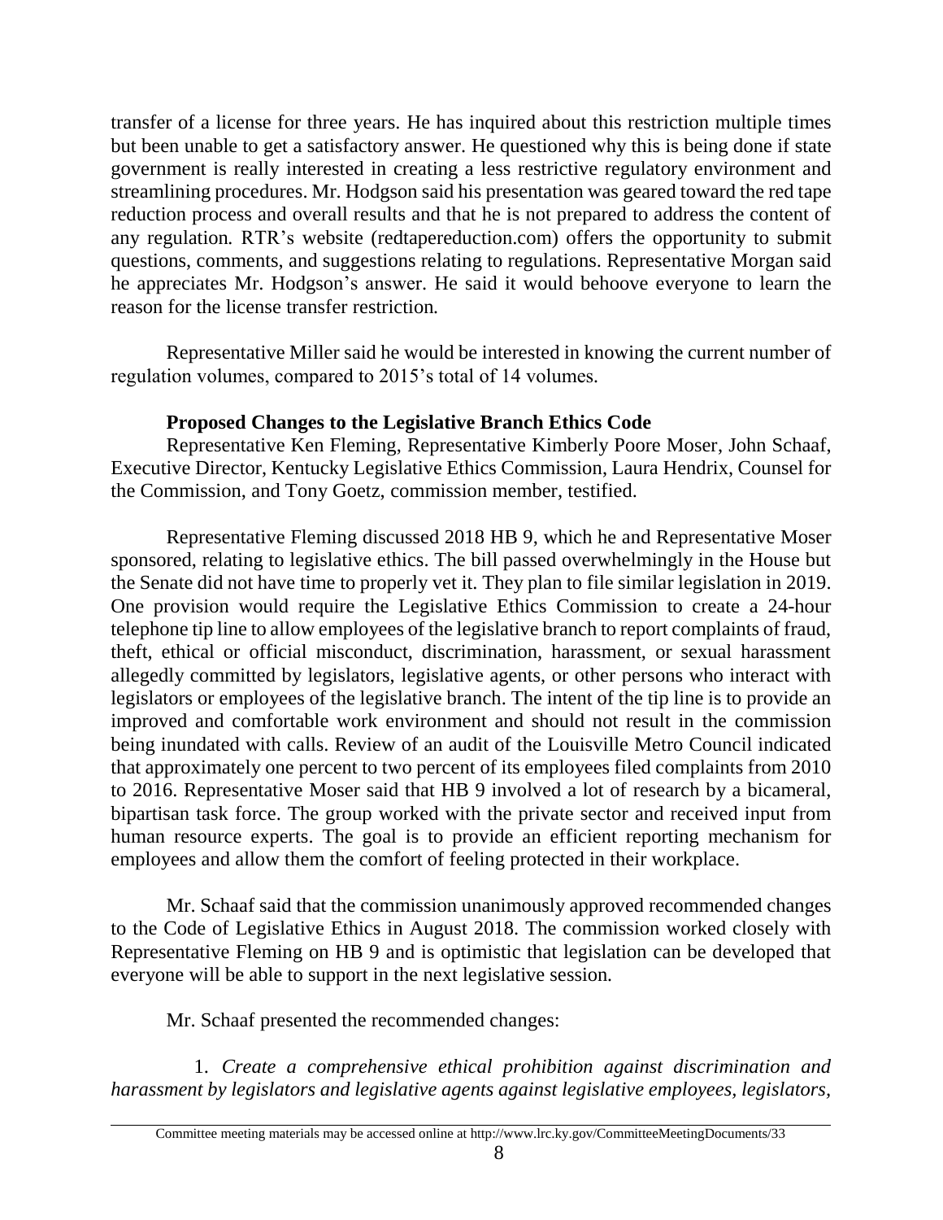transfer of a license for three years. He has inquired about this restriction multiple times but been unable to get a satisfactory answer. He questioned why this is being done if state government is really interested in creating a less restrictive regulatory environment and streamlining procedures. Mr. Hodgson said his presentation was geared toward the red tape reduction process and overall results and that he is not prepared to address the content of any regulation. RTR's website (redtapereduction.com) offers the opportunity to submit questions, comments, and suggestions relating to regulations. Representative Morgan said he appreciates Mr. Hodgson's answer. He said it would behoove everyone to learn the reason for the license transfer restriction.

Representative Miller said he would be interested in knowing the current number of regulation volumes, compared to 2015's total of 14 volumes.

**Proposed Changes to the Legislative Branch Ethics Code**

Representative Ken Fleming, Representative Kimberly Poore Moser, John Schaaf, Executive Director, Kentucky Legislative Ethics Commission, Laura Hendrix, Counsel for the Commission, and Tony Goetz, commission member, testified.

Representative Fleming discussed 2018 HB 9, which he and Representative Moser sponsored, relating to legislative ethics. The bill passed overwhelmingly in the House but the Senate did not have time to properly vet it. They plan to file similar legislation in 2019. One provision would require the Legislative Ethics Commission to create a 24-hour telephone tip line to allow employees of the legislative branch to report complaints of fraud, theft, ethical or official misconduct, discrimination, harassment, or sexual harassment allegedly committed by legislators, legislative agents, or other persons who interact with legislators or employees of the legislative branch. The intent of the tip line is to provide an improved and comfortable work environment and should not result in the commission being inundated with calls. Review of an audit of the Louisville Metro Council indicated that approximately one percent to two percent of its employees filed complaints from 2010 to 2016. Representative Moser said that HB 9 involved a lot of research by a bicameral, bipartisan task force. The group worked with the private sector and received input from human resource experts. The goal is to provide an efficient reporting mechanism for employees and allow them the comfort of feeling protected in their workplace.

Mr. Schaaf said that the commission unanimously approved recommended changes to the Code of Legislative Ethics in August 2018. The commission worked closely with Representative Fleming on HB 9 and is optimistic that legislation can be developed that everyone will be able to support in the next legislative session.

Mr. Schaaf presented the recommended changes:

1. *Create a comprehensive ethical prohibition against discrimination and harassment by legislators and legislative agents against legislative employees, legislators,*

Committee meeting materials may be accessed online at http://www.lrc.ky.gov/CommitteeMeetingDocuments/33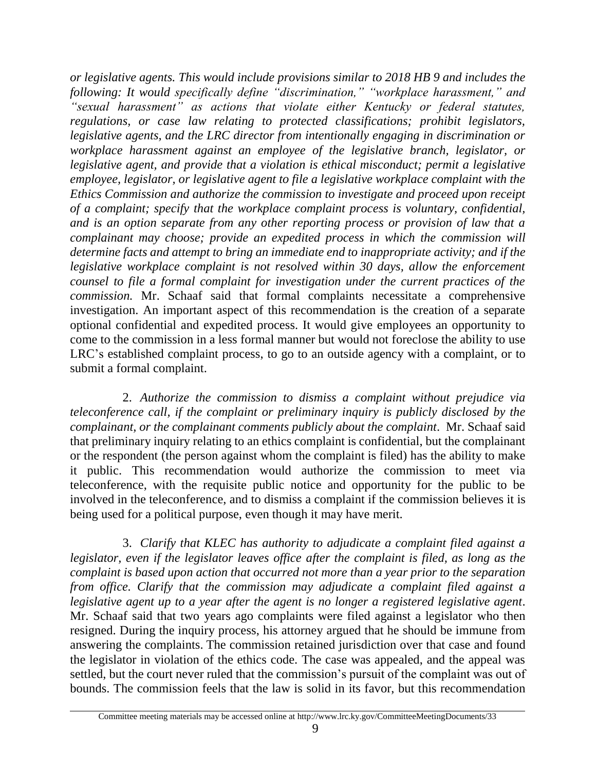*or legislative agents. This would include provisions similar to 2018 HB 9 and includes the following: It would specifically define "discrimination," "workplace harassment," and "sexual harassment" as actions that violate either Kentucky or federal statutes, regulations, or case law relating to protected classifications; prohibit legislators, legislative agents, and the LRC director from intentionally engaging in discrimination or workplace harassment against an employee of the legislative branch, legislator, or legislative agent, and provide that a violation is ethical misconduct; permit a legislative employee, legislator, or legislative agent to file a legislative workplace complaint with the Ethics Commission and authorize the commission to investigate and proceed upon receipt of a complaint; specify that the workplace complaint process is voluntary, confidential, and is an option separate from any other reporting process or provision of law that a complainant may choose; provide an expedited process in which the commission will determine facts and attempt to bring an immediate end to inappropriate activity; and if the legislative workplace complaint is not resolved within 30 days, allow the enforcement counsel to file a formal complaint for investigation under the current practices of the commission.* Mr. Schaaf said that formal complaints necessitate a comprehensive investigation. An important aspect of this recommendation is the creation of a separate optional confidential and expedited process. It would give employees an opportunity to come to the commission in a less formal manner but would not foreclose the ability to use LRC's established complaint process, to go to an outside agency with a complaint, or to submit a formal complaint.

2. *Authorize the commission to dismiss a complaint without prejudice via teleconference call, if the complaint or preliminary inquiry is publicly disclosed by the complainant, or the complainant comments publicly about the complaint*. Mr. Schaaf said that preliminary inquiry relating to an ethics complaint is confidential, but the complainant or the respondent (the person against whom the complaint is filed) has the ability to make it public. This recommendation would authorize the commission to meet via teleconference, with the requisite public notice and opportunity for the public to be involved in the teleconference, and to dismiss a complaint if the commission believes it is being used for a political purpose, even though it may have merit.

3. *Clarify that KLEC has authority to adjudicate a complaint filed against a legislator, even if the legislator leaves office after the complaint is filed, as long as the complaint is based upon action that occurred not more than a year prior to the separation from office. Clarify that the commission may adjudicate a complaint filed against a legislative agent up to a year after the agent is no longer a registered legislative agent*. Mr. Schaaf said that two years ago complaints were filed against a legislator who then resigned. During the inquiry process, his attorney argued that he should be immune from answering the complaints. The commission retained jurisdiction over that case and found the legislator in violation of the ethics code. The case was appealed, and the appeal was settled, but the court never ruled that the commission's pursuit of the complaint was out of bounds. The commission feels that the law is solid in its favor, but this recommendation

Committee meeting materials may be accessed online at http://www.lrc.ky.gov/CommitteeMeetingDocuments/33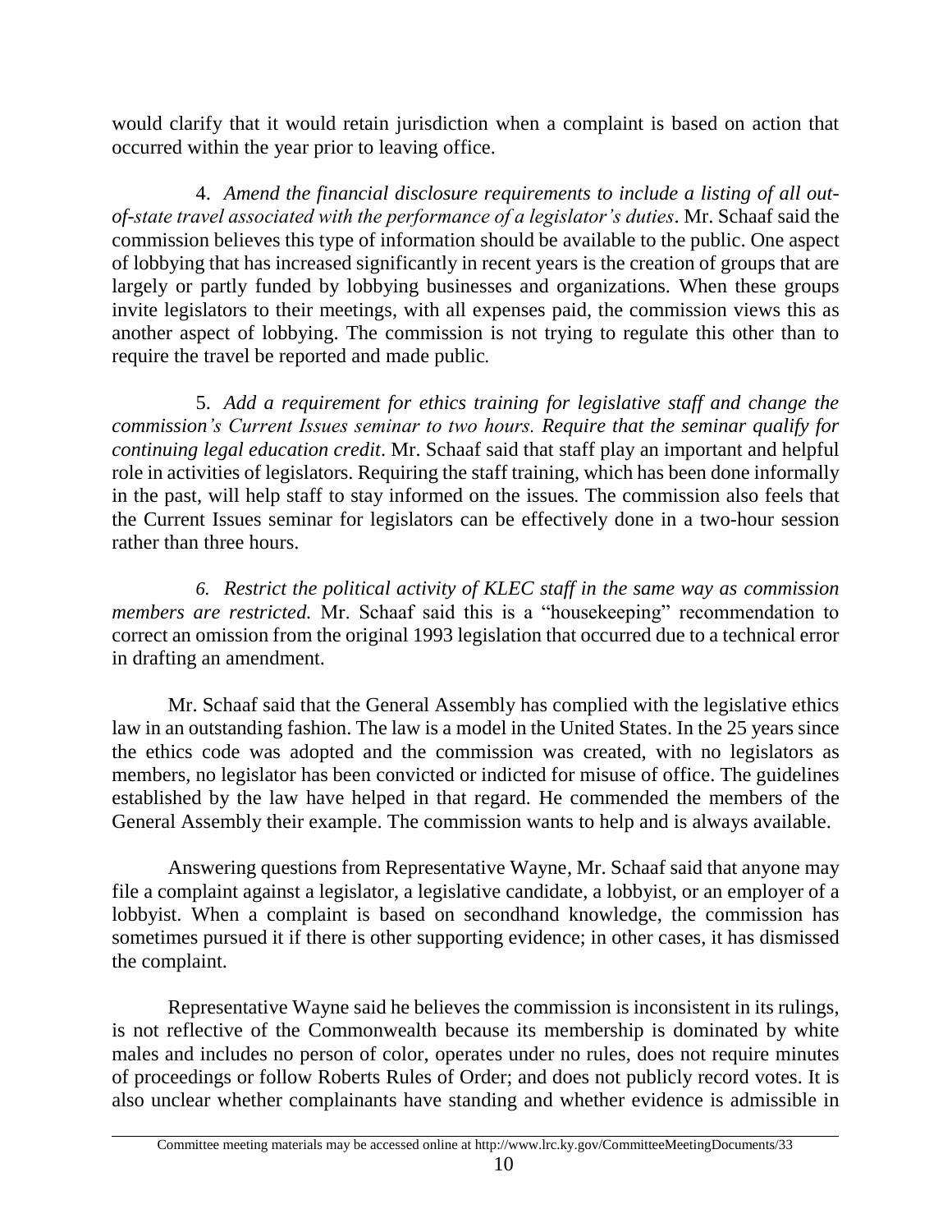would clarify that it would retain jurisdiction when a complaint is based on action that occurred within the year prior to leaving office.

4. *Amend the financial disclosure requirements to include a listing of all out-of-state travel associated with the performance of a legislator's duties*. Mr. Schaaf said the commission believes this type of information should be available to the public. One aspect of lobbying that has increased significantly in recent years is the creation of groups that are largely or partly funded by lobbying businesses and organizations. When these groups invite legislators to their meetings, with all expenses paid, the commission views this as another aspect of lobbying. The commission is not trying to regulate this other than to require the travel be reported and made public.

5. *Add a requirement for ethics training for legislative staff and change the commission's Current Issues seminar to two hours. Require that the seminar qualify for continuing legal education credit*. Mr. Schaaf said that staff play an important and helpful role in activities of legislators. Requiring the staff training, which has been done informally in the past, will help staff to stay informed on the issues. The commission also feels that the Current Issues seminar for legislators can be effectively done in a two-hour session rather than three hours.

*6. Restrict the political activity of KLEC staff in the same way as commission members are restricted.* Mr. Schaaf said this is a "housekeeping" recommendation to correct an omission from the original 1993 legislation that occurred due to a technical error in drafting an amendment.

Mr. Schaaf said that the General Assembly has complied with the legislative ethics law in an outstanding fashion. The law is a model in the United States. In the 25 years since the ethics code was adopted and the commission was created, with no legislators as members, no legislator has been convicted or indicted for misuse of office. The guidelines established by the law have helped in that regard. He commended the members of the General Assembly their example. The commission wants to help and is always available.

Answering questions from Representative Wayne, Mr. Schaaf said that anyone may file a complaint against a legislator, a legislative candidate, a lobbyist, or an employer of a lobbyist. When a complaint is based on secondhand knowledge, the commission has sometimes pursued it if there is other supporting evidence; in other cases, it has dismissed the complaint.

Representative Wayne said he believes the commission is inconsistent in its rulings, is not reflective of the Commonwealth because its membership is dominated by white males and includes no person of color, operates under no rules, does not require minutes of proceedings or follow Roberts Rules of Order; and does not publicly record votes. It is also unclear whether complainants have standing and whether evidence is admissible in

Committee meeting materials may be accessed online at http://www.lrc.ky.gov/CommitteeMeetingDocuments/33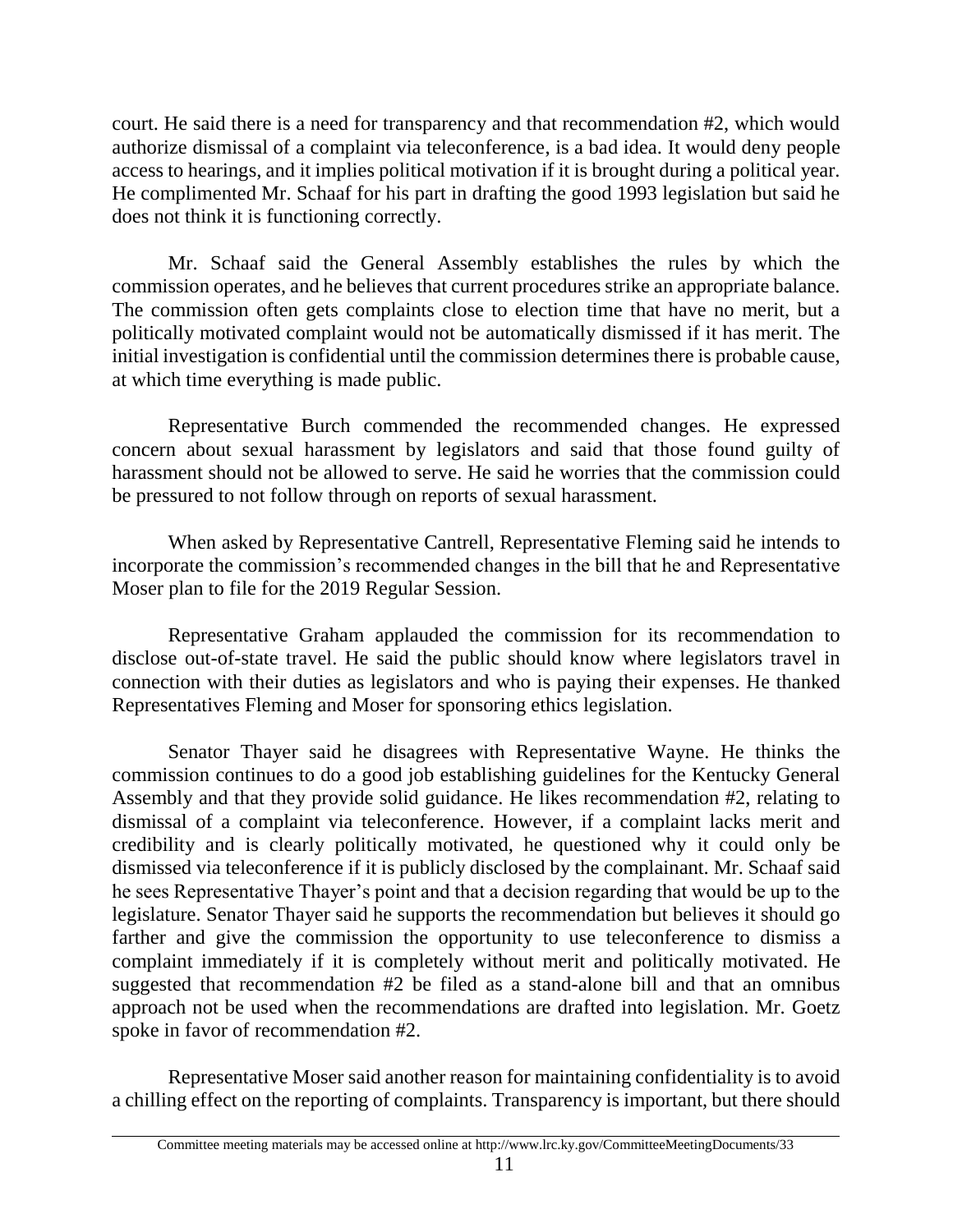court. He said there is a need for transparency and that recommendation #2, which would authorize dismissal of a complaint via teleconference, is a bad idea. It would deny people access to hearings, and it implies political motivation if it is brought during a political year. He complimented Mr. Schaaf for his part in drafting the good 1993 legislation but said he does not think it is functioning correctly.

Mr. Schaaf said the General Assembly establishes the rules by which the commission operates, and he believes that current procedures strike an appropriate balance. The commission often gets complaints close to election time that have no merit, but a politically motivated complaint would not be automatically dismissed if it has merit. The initial investigation is confidential until the commission determines there is probable cause, at which time everything is made public.

Representative Burch commended the recommended changes. He expressed concern about sexual harassment by legislators and said that those found guilty of harassment should not be allowed to serve. He said he worries that the commission could be pressured to not follow through on reports of sexual harassment.

When asked by Representative Cantrell, Representative Fleming said he intends to incorporate the commission's recommended changes in the bill that he and Representative Moser plan to file for the 2019 Regular Session.

Representative Graham applauded the commission for its recommendation to disclose out-of-state travel. He said the public should know where legislators travel in connection with their duties as legislators and who is paying their expenses. He thanked Representatives Fleming and Moser for sponsoring ethics legislation.

Senator Thayer said he disagrees with Representative Wayne. He thinks the commission continues to do a good job establishing guidelines for the Kentucky General Assembly and that they provide solid guidance. He likes recommendation #2, relating to dismissal of a complaint via teleconference. However, if a complaint lacks merit and credibility and is clearly politically motivated, he questioned why it could only be dismissed via teleconference if it is publicly disclosed by the complainant. Mr. Schaaf said he sees Representative Thayer's point and that a decision regarding that would be up to the legislature. Senator Thayer said he supports the recommendation but believes it should go farther and give the commission the opportunity to use teleconference to dismiss a complaint immediately if it is completely without merit and politically motivated. He suggested that recommendation #2 be filed as a stand-alone bill and that an omnibus approach not be used when the recommendations are drafted into legislation. Mr. Goetz spoke in favor of recommendation #2.

Representative Moser said another reason for maintaining confidentiality is to avoid a chilling effect on the reporting of complaints. Transparency is important, but there should

Committee meeting materials may be accessed online at http://www.lrc.ky.gov/CommitteeMeetingDocuments/33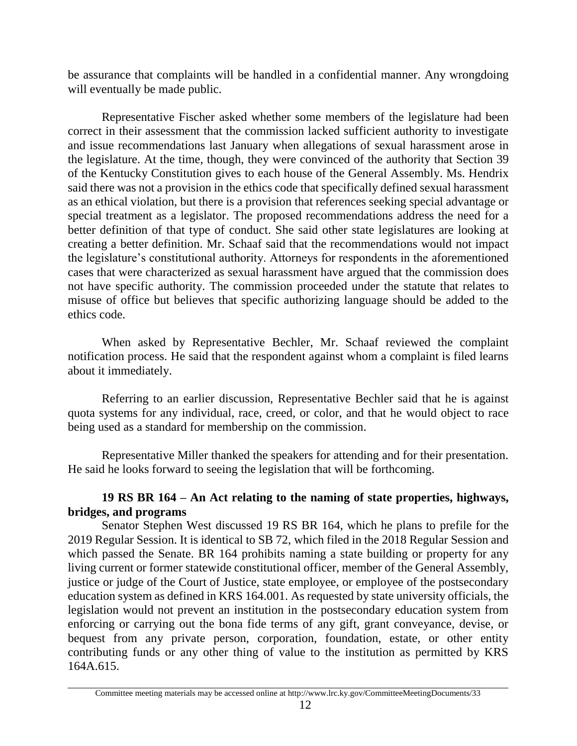be assurance that complaints will be handled in a confidential manner. Any wrongdoing will eventually be made public.

Representative Fischer asked whether some members of the legislature had been correct in their assessment that the commission lacked sufficient authority to investigate and issue recommendations last January when allegations of sexual harassment arose in the legislature. At the time, though, they were convinced of the authority that Section 39 of the Kentucky Constitution gives to each house of the General Assembly. Ms. Hendrix said there was not a provision in the ethics code that specifically defined sexual harassment as an ethical violation, but there is a provision that references seeking special advantage or special treatment as a legislator. The proposed recommendations address the need for a better definition of that type of conduct. She said other state legislatures are looking at creating a better definition. Mr. Schaaf said that the recommendations would not impact the legislature's constitutional authority. Attorneys for respondents in the aforementioned cases that were characterized as sexual harassment have argued that the commission does not have specific authority. The commission proceeded under the statute that relates to misuse of office but believes that specific authorizing language should be added to the ethics code.

When asked by Representative Bechler, Mr. Schaaf reviewed the complaint notification process. He said that the respondent against whom a complaint is filed learns about it immediately.

Referring to an earlier discussion, Representative Bechler said that he is against quota systems for any individual, race, creed, or color, and that he would object to race being used as a standard for membership on the commission.

Representative Miller thanked the speakers for attending and for their presentation. He said he looks forward to seeing the legislation that will be forthcoming.

**19 RS BR 164 – An Act relating to the naming of state properties, highways, bridges, and programs**

Senator Stephen West discussed 19 RS BR 164, which he plans to prefile for the 2019 Regular Session. It is identical to SB 72, which filed in the 2018 Regular Session and which passed the Senate. BR 164 prohibits naming a state building or property for any living current or former statewide constitutional officer, member of the General Assembly, justice or judge of the Court of Justice, state employee, or employee of the postsecondary education system as defined in KRS 164.001. As requested by state university officials, the legislation would not prevent an institution in the postsecondary education system from enforcing or carrying out the bona fide terms of any gift, grant conveyance, devise, or bequest from any private person, corporation, foundation, estate, or other entity contributing funds or any other thing of value to the institution as permitted by KRS 164A.615.

Committee meeting materials may be accessed online at http://www.lrc.ky.gov/CommitteeMeetingDocuments/33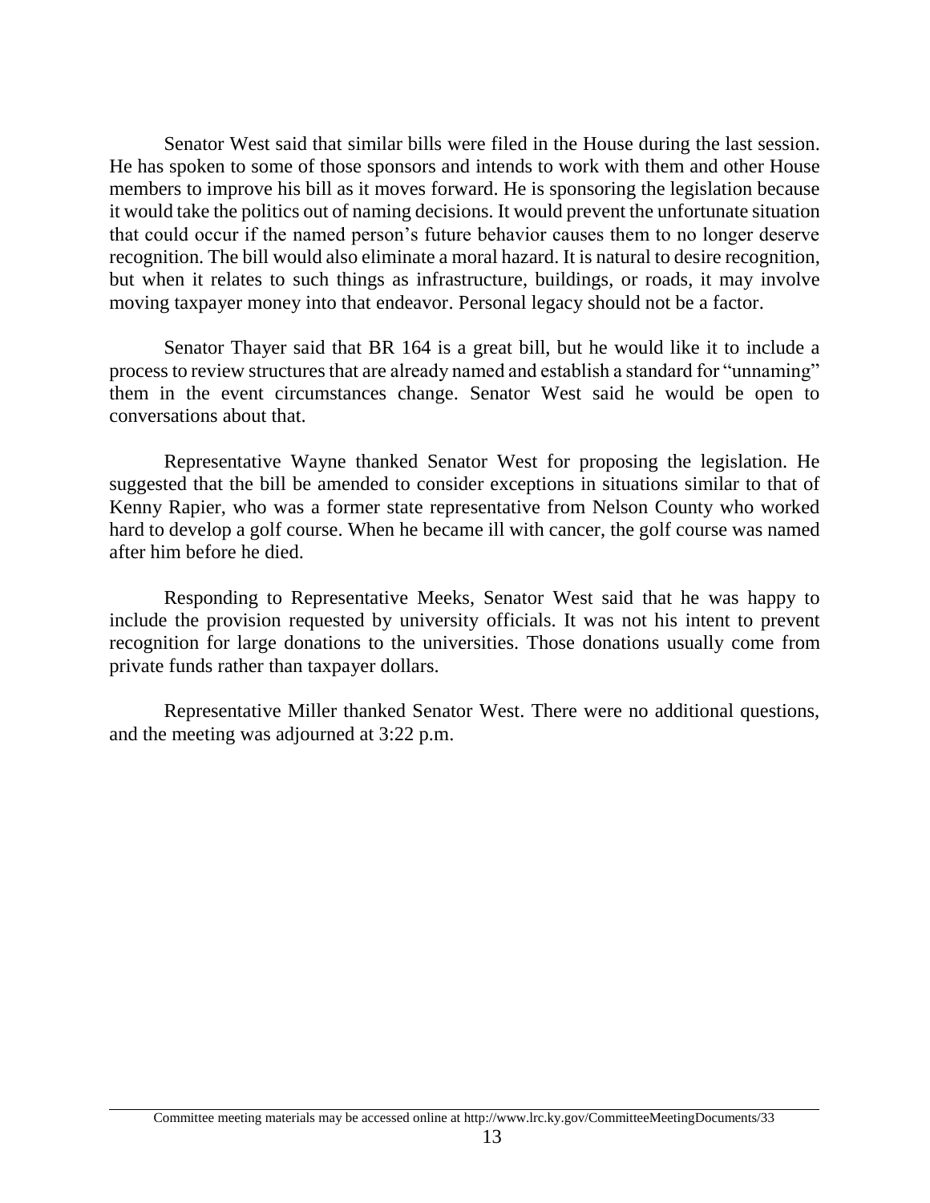Senator West said that similar bills were filed in the House during the last session. He has spoken to some of those sponsors and intends to work with them and other House members to improve his bill as it moves forward. He is sponsoring the legislation because it would take the politics out of naming decisions. It would prevent the unfortunate situation that could occur if the named person's future behavior causes them to no longer deserve recognition. The bill would also eliminate a moral hazard. It is natural to desire recognition, but when it relates to such things as infrastructure, buildings, or roads, it may involve moving taxpayer money into that endeavor. Personal legacy should not be a factor.

Senator Thayer said that BR 164 is a great bill, but he would like it to include a process to review structures that are already named and establish a standard for "unnaming" them in the event circumstances change. Senator West said he would be open to conversations about that.

Representative Wayne thanked Senator West for proposing the legislation. He suggested that the bill be amended to consider exceptions in situations similar to that of Kenny Rapier, who was a former state representative from Nelson County who worked hard to develop a golf course. When he became ill with cancer, the golf course was named after him before he died.

Responding to Representative Meeks, Senator West said that he was happy to include the provision requested by university officials. It was not his intent to prevent recognition for large donations to the universities. Those donations usually come from private funds rather than taxpayer dollars.

Representative Miller thanked Senator West. There were no additional questions, and the meeting was adjourned at 3:22 p.m.

Committee meeting materials may be accessed online at http://www.lrc.ky.gov/CommitteeMeetingDocuments/33